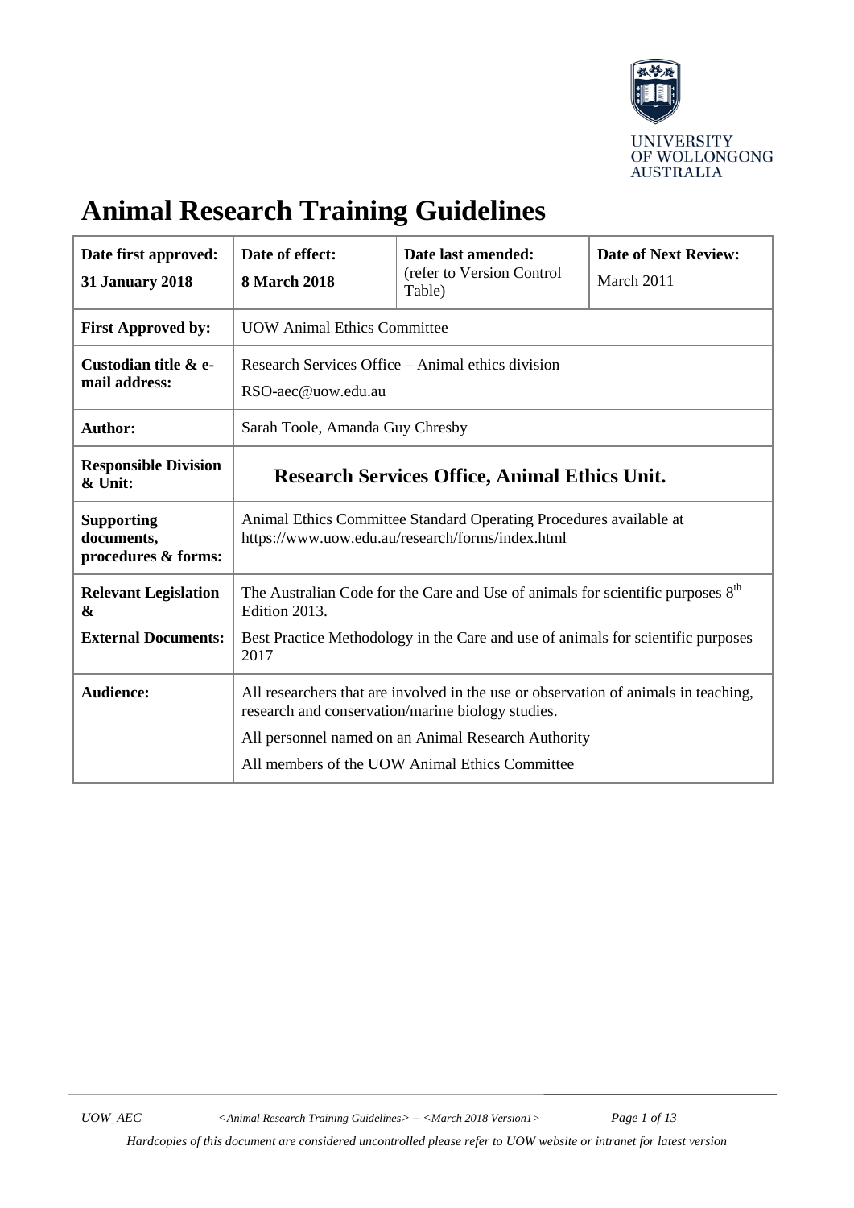# Animal Research Training Guidelines

| Date first approved: **31 January 2018** | Date of effect: **8 March 2018** | Date last amended: (refer to Version Control Table) | Date of Next Review: March 2011 |
|---|---|---|---|
| **First Approved by:** | UOW Animal Ethics Committee | | |
| **Custodian title & e-mail address:** | Research Services Office – Animal ethics division<br>RSO-aec@uow.edu.au | | |
| **Author:** | Sarah Toole, Amanda Guy Chresby | | |
| **Responsible Division & Unit:** | **Research Services Office, Animal Ethics Unit.** | | |
| **Supporting documents, procedures & forms:** | Animal Ethics Committee Standard Operating Procedures available at https://www.uow.edu.au/research/forms/index.html | | |
| **Relevant Legislation & External Documents:** | The Australian Code for the Care and Use of animals for scientific purposes 8th Edition 2013.<br>Best Practice Methodology in the Care and use of animals for scientific purposes 2017 | | |
| **Audience:** | All researchers that are involved in the use or observation of animals in teaching, research and conservation/marine biology studies.<br>All personnel named on an Animal Research Authority<br>All members of the UOW Animal Ethics Committee | | |

*Hardcopies of this document are considered uncontrolled please refer to UOW website or intranet for latest version*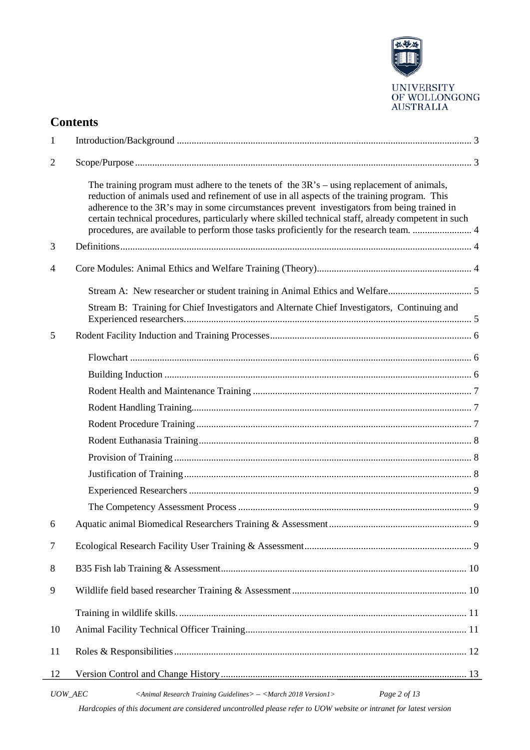## Contents

| | | |
|---|---|---|
| 1 | Introduction/Background | 3 |
| 2 | Scope/Purpose | 3 |
| | The training program must adhere to the tenets of the 3R's – using replacement of animals, reduction of animals used and refinement of use in all aspects of the training program. This adherence to the 3R's may in some circumstances prevent investigators from being trained in certain technical procedures, particularly where skilled technical staff, already competent in such procedures, are available to perform those tasks proficiently for the research team. | 4 |
| 3 | Definitions | 4 |
| 4 | Core Modules: Animal Ethics and Welfare Training (Theory) | 4 |
| | Stream A: New researcher or student training in Animal Ethics and Welfare | 5 |
| | Stream B: Training for Chief Investigators and Alternate Chief Investigators, Continuing and Experienced researchers | 5 |
| 5 | Rodent Facility Induction and Training Processes | 6 |
| | Flowchart | 6 |
| | Building Induction | 6 |
| | Rodent Health and Maintenance Training | 7 |
| | Rodent Handling Training | 7 |
| | Rodent Procedure Training | 7 |
| | Rodent Euthanasia Training | 8 |
| | Provision of Training | 8 |
| | Justification of Training | 8 |
| | Experienced Researchers | 9 |
| | The Competency Assessment Process | 9 |
| 6 | Aquatic animal Biomedical Researchers Training & Assessment | 9 |
| 7 | Ecological Research Facility User Training & Assessment | 9 |
| 8 | B35 Fish lab Training & Assessment | 10 |
| 9 | Wildlife field based researcher Training & Assessment | 10 |
| | Training in wildlife skills. | 11 |
| 10 | Animal Facility Technical Officer Training | 11 |
| 11 | Roles & Responsibilities | 12 |
| 12 | Version Control and Change History | 13 |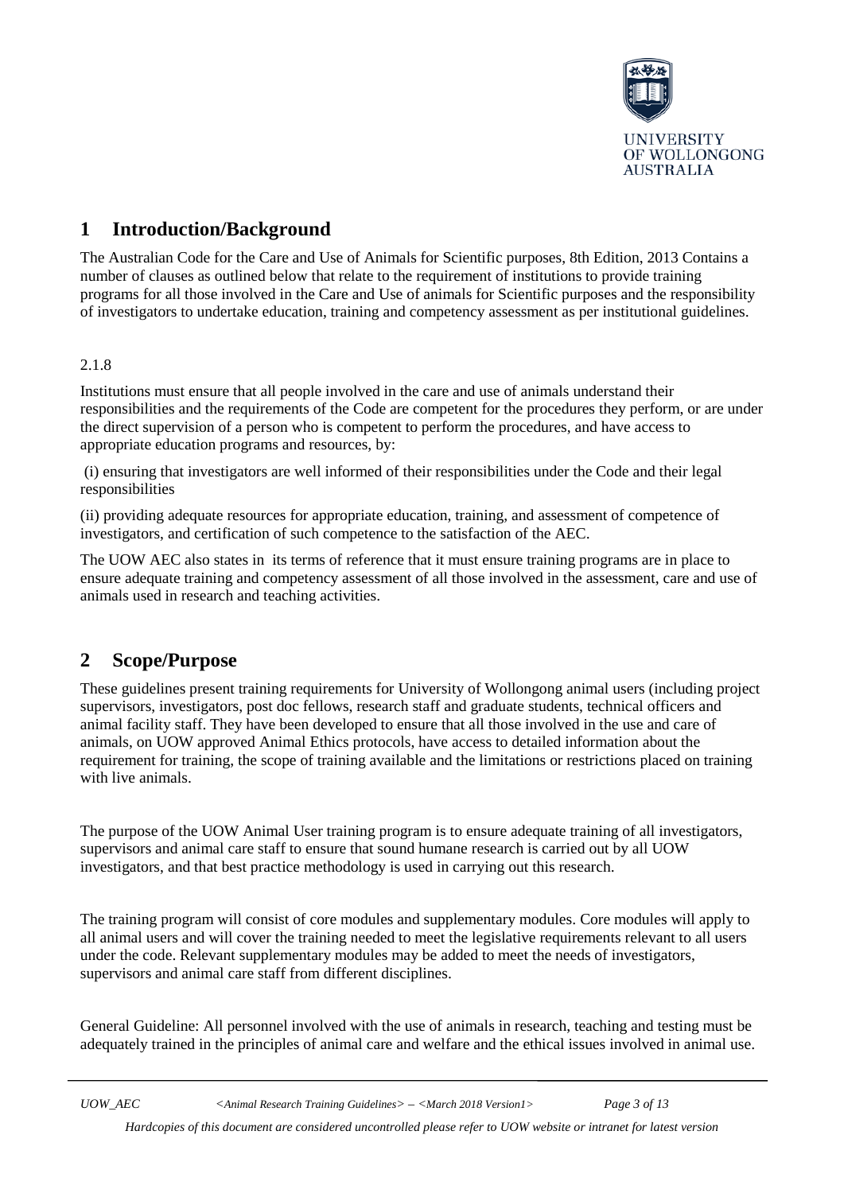## 1 Introduction/Background

The Australian Code for the Care and Use of Animals for Scientific purposes, 8th Edition, 2013 Contains a number of clauses as outlined below that relate to the requirement of institutions to provide training programs for all those involved in the Care and Use of animals for Scientific purposes and the responsibility of investigators to undertake education, training and competency assessment as per institutional guidelines.

2.1.8

Institutions must ensure that all people involved in the care and use of animals understand their responsibilities and the requirements of the Code are competent for the procedures they perform, or are under the direct supervision of a person who is competent to perform the procedures, and have access to appropriate education programs and resources, by:

(i) ensuring that investigators are well informed of their responsibilities under the Code and their legal responsibilities

(ii) providing adequate resources for appropriate education, training, and assessment of competence of investigators, and certification of such competence to the satisfaction of the AEC.

The UOW AEC also states in its terms of reference that it must ensure training programs are in place to ensure adequate training and competency assessment of all those involved in the assessment, care and use of animals used in research and teaching activities.

## 2 Scope/Purpose

These guidelines present training requirements for University of Wollongong animal users (including project supervisors, investigators, post doc fellows, research staff and graduate students, technical officers and animal facility staff. They have been developed to ensure that all those involved in the use and care of animals, on UOW approved Animal Ethics protocols, have access to detailed information about the requirement for training, the scope of training available and the limitations or restrictions placed on training with live animals.

The purpose of the UOW Animal User training program is to ensure adequate training of all investigators, supervisors and animal care staff to ensure that sound humane research is carried out by all UOW investigators, and that best practice methodology is used in carrying out this research.

The training program will consist of core modules and supplementary modules. Core modules will apply to all animal users and will cover the training needed to meet the legislative requirements relevant to all users under the code. Relevant supplementary modules may be added to meet the needs of investigators, supervisors and animal care staff from different disciplines.

General Guideline: All personnel involved with the use of animals in research, teaching and testing must be adequately trained in the principles of animal care and welfare and the ethical issues involved in animal use.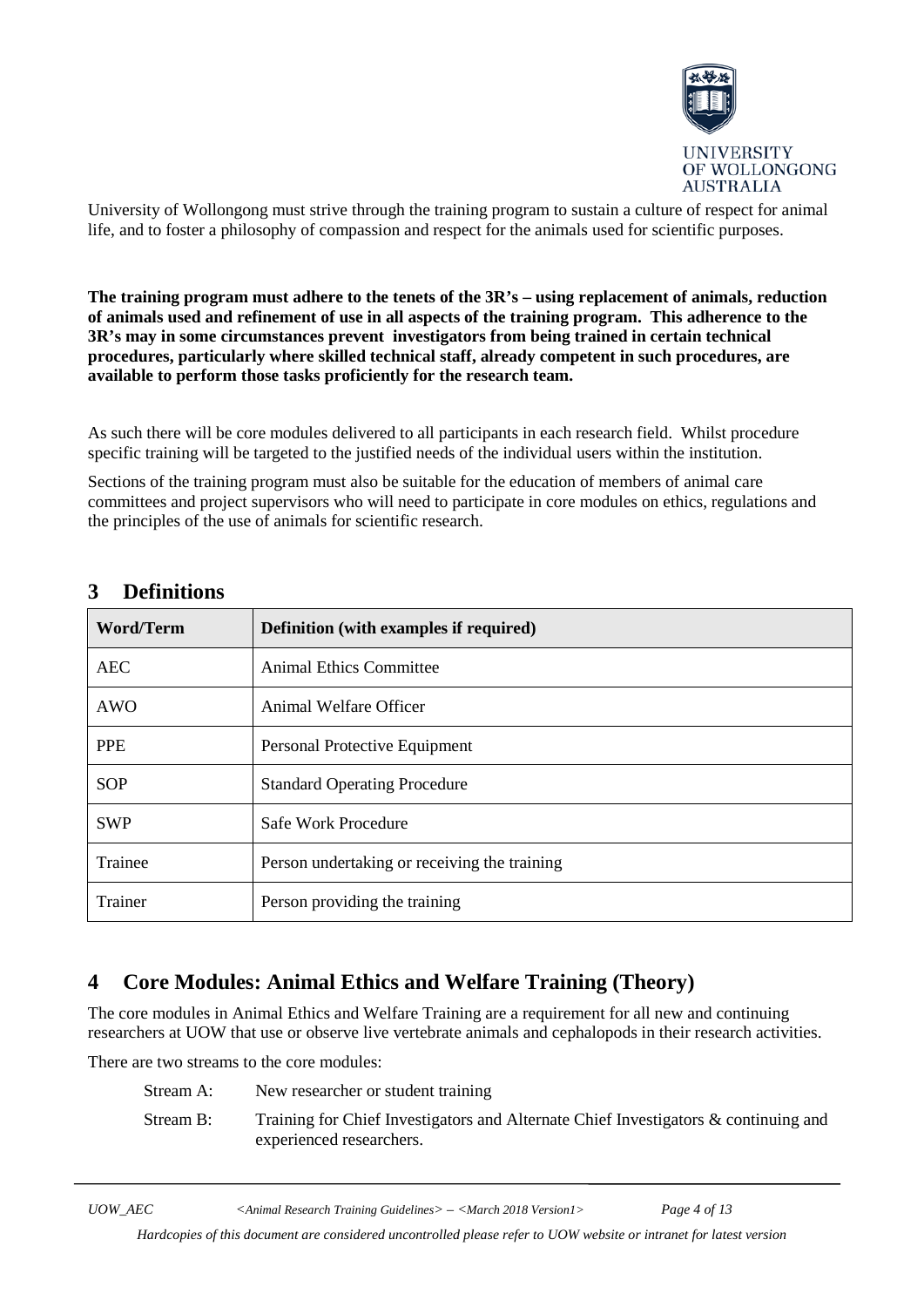University of Wollongong must strive through the training program to sustain a culture of respect for animal life, and to foster a philosophy of compassion and respect for the animals used for scientific purposes.

**The training program must adhere to the tenets of the 3R's – using replacement of animals, reduction of animals used and refinement of use in all aspects of the training program. This adherence to the 3R's may in some circumstances prevent investigators from being trained in certain technical procedures, particularly where skilled technical staff, already competent in such procedures, are available to perform those tasks proficiently for the research team.**

As such there will be core modules delivered to all participants in each research field. Whilst procedure specific training will be targeted to the justified needs of the individual users within the institution.

Sections of the training program must also be suitable for the education of members of animal care committees and project supervisors who will need to participate in core modules on ethics, regulations and the principles of the use of animals for scientific research.

## 3 Definitions

| Word/Term | Definition (with examples if required) |
|---|---|
| AEC | Animal Ethics Committee |
| AWO | Animal Welfare Officer |
| PPE | Personal Protective Equipment |
| SOP | Standard Operating Procedure |
| SWP | Safe Work Procedure |
| Trainee | Person undertaking or receiving the training |
| Trainer | Person providing the training |

## 4 Core Modules: Animal Ethics and Welfare Training (Theory)

The core modules in Animal Ethics and Welfare Training are a requirement for all new and continuing researchers at UOW that use or observe live vertebrate animals and cephalopods in their research activities.

There are two streams to the core modules:

Stream A: New researcher or student training

Stream B: Training for Chief Investigators and Alternate Chief Investigators & continuing and experienced researchers.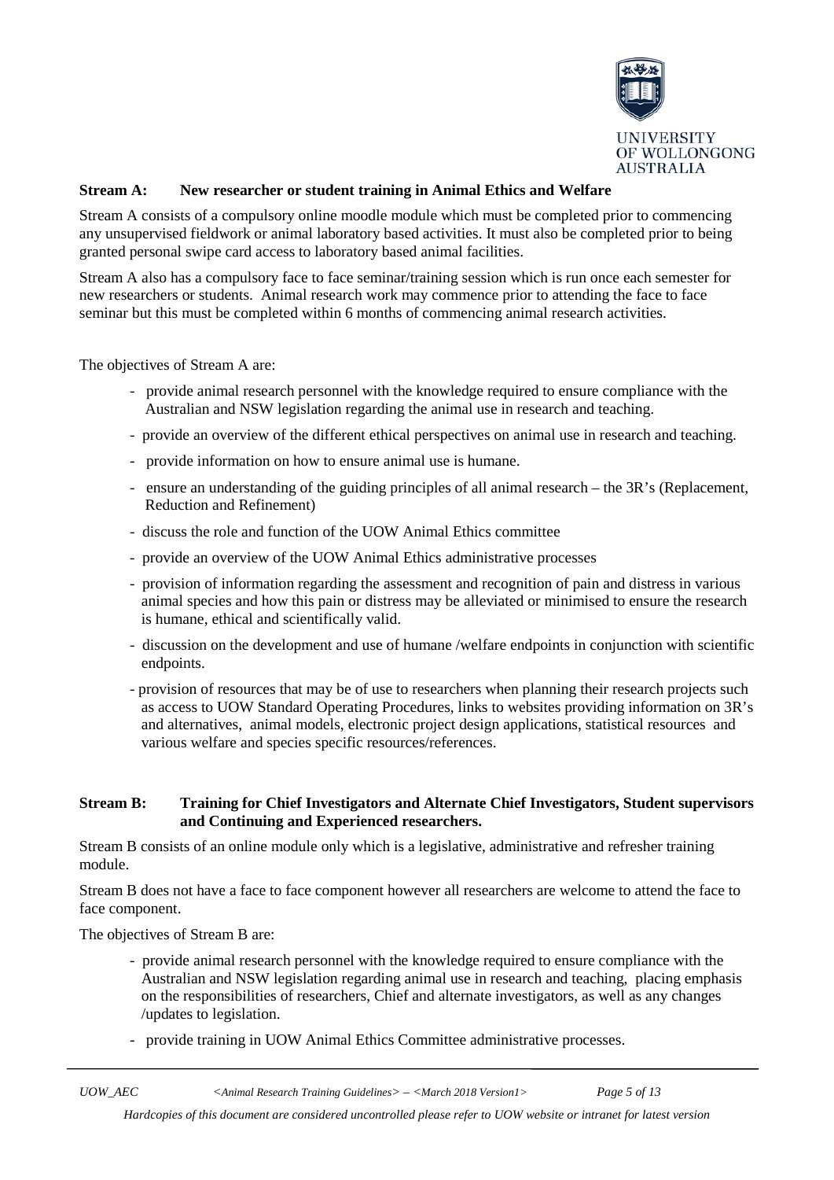**Stream A: New researcher or student training in Animal Ethics and Welfare**

Stream A consists of a compulsory online moodle module which must be completed prior to commencing any unsupervised fieldwork or animal laboratory based activities. It must also be completed prior to being granted personal swipe card access to laboratory based animal facilities.

Stream A also has a compulsory face to face seminar/training session which is run once each semester for new researchers or students. Animal research work may commence prior to attending the face to face seminar but this must be completed within 6 months of commencing animal research activities.

The objectives of Stream A are:

- provide animal research personnel with the knowledge required to ensure compliance with the Australian and NSW legislation regarding the animal use in research and teaching.
- provide an overview of the different ethical perspectives on animal use in research and teaching.
- provide information on how to ensure animal use is humane.
- ensure an understanding of the guiding principles of all animal research – the 3R's (Replacement, Reduction and Refinement)
- discuss the role and function of the UOW Animal Ethics committee
- provide an overview of the UOW Animal Ethics administrative processes
- provision of information regarding the assessment and recognition of pain and distress in various animal species and how this pain or distress may be alleviated or minimised to ensure the research is humane, ethical and scientifically valid.
- discussion on the development and use of humane /welfare endpoints in conjunction with scientific endpoints.
- provision of resources that may be of use to researchers when planning their research projects such as access to UOW Standard Operating Procedures, links to websites providing information on 3R's and alternatives, animal models, electronic project design applications, statistical resources and various welfare and species specific resources/references.

**Stream B: Training for Chief Investigators and Alternate Chief Investigators, Student supervisors and Continuing and Experienced researchers.**

Stream B consists of an online module only which is a legislative, administrative and refresher training module.

Stream B does not have a face to face component however all researchers are welcome to attend the face to face component.

The objectives of Stream B are:

- provide animal research personnel with the knowledge required to ensure compliance with the Australian and NSW legislation regarding animal use in research and teaching, placing emphasis on the responsibilities of researchers, Chief and alternate investigators, as well as any changes /updates to legislation.
- provide training in UOW Animal Ethics Committee administrative processes.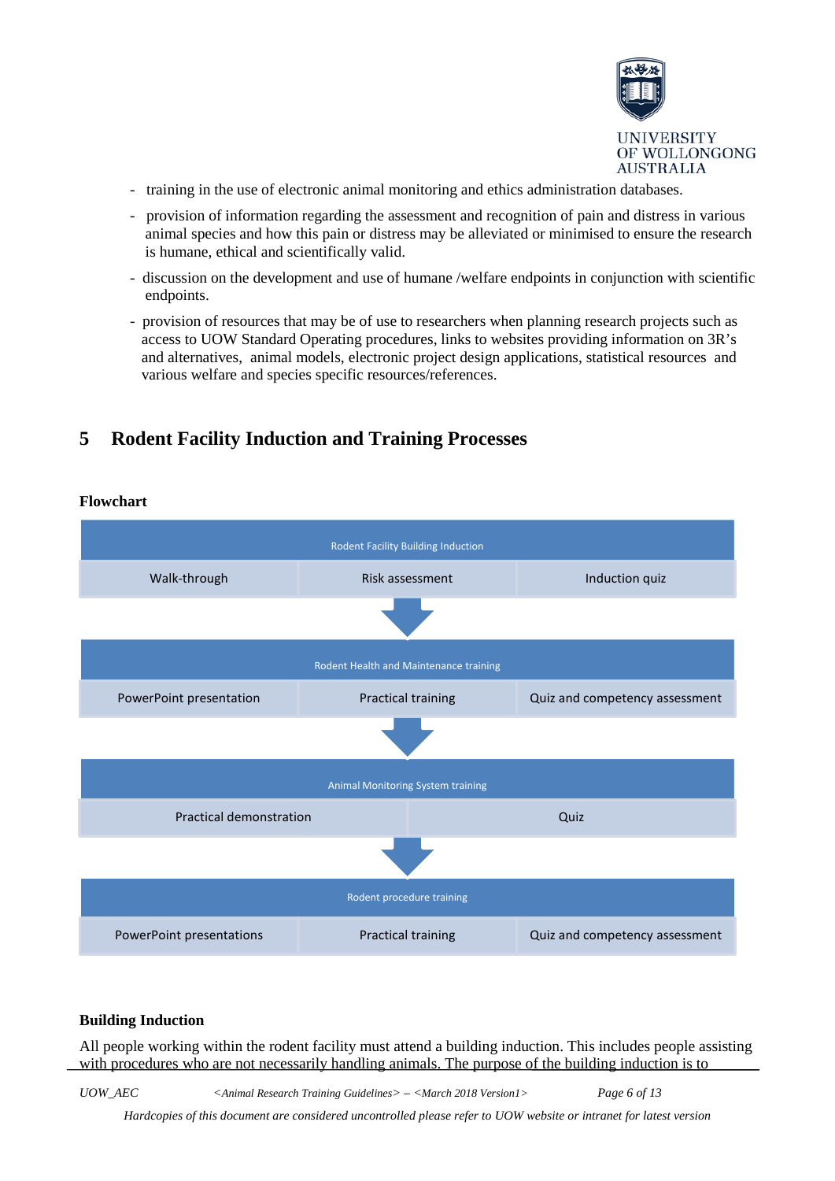- training in the use of electronic animal monitoring and ethics administration databases.
- provision of information regarding the assessment and recognition of pain and distress in various animal species and how this pain or distress may be alleviated or minimised to ensure the research is humane, ethical and scientifically valid.
- discussion on the development and use of humane /welfare endpoints in conjunction with scientific endpoints.
- provision of resources that may be of use to researchers when planning research projects such as access to UOW Standard Operating procedures, links to websites providing information on 3R's and alternatives, animal models, electronic project design applications, statistical resources and various welfare and species specific resources/references.

# 5 Rodent Facility Induction and Training Processes

**Flowchart**

| Rodent Facility Building Induction | | |
|---|---|---|
| Walk-through | Risk assessment | Induction quiz |

↓

| Rodent Health and Maintenance training | | |
|---|---|---|
| PowerPoint presentation | Practical training | Quiz and competency assessment |

↓

| Animal Monitoring System training | |
|---|---|
| Practical demonstration | Quiz |

↓

| Rodent procedure training | | |
|---|---|---|
| PowerPoint presentations | Practical training | Quiz and competency assessment |

**Building Induction**

All people working within the rodent facility must attend a building induction. This includes people assisting with procedures who are not necessarily handling animals. The purpose of the building induction is to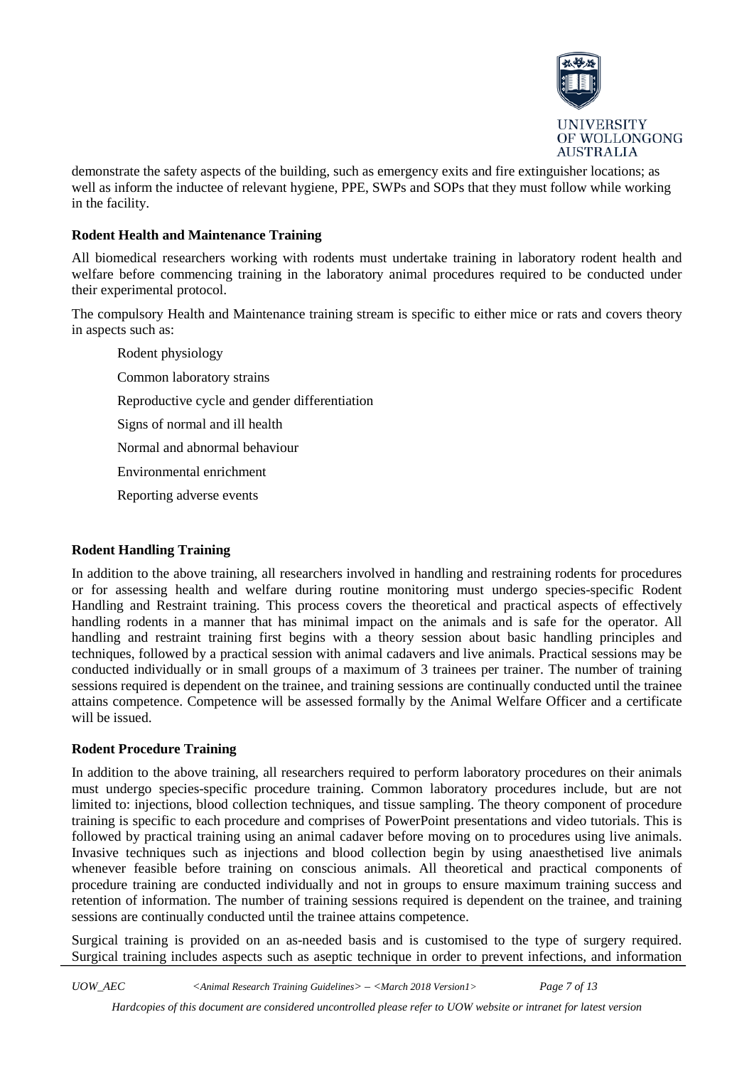demonstrate the safety aspects of the building, such as emergency exits and fire extinguisher locations; as well as inform the inductee of relevant hygiene, PPE, SWPs and SOPs that they must follow while working in the facility.

**Rodent Health and Maintenance Training**

All biomedical researchers working with rodents must undertake training in laboratory rodent health and welfare before commencing training in the laboratory animal procedures required to be conducted under their experimental protocol.

The compulsory Health and Maintenance training stream is specific to either mice or rats and covers theory in aspects such as:

- Rodent physiology
- Common laboratory strains
- Reproductive cycle and gender differentiation
- Signs of normal and ill health
- Normal and abnormal behaviour
- Environmental enrichment
- Reporting adverse events

**Rodent Handling Training**

In addition to the above training, all researchers involved in handling and restraining rodents for procedures or for assessing health and welfare during routine monitoring must undergo species-specific Rodent Handling and Restraint training. This process covers the theoretical and practical aspects of effectively handling rodents in a manner that has minimal impact on the animals and is safe for the operator. All handling and restraint training first begins with a theory session about basic handling principles and techniques, followed by a practical session with animal cadavers and live animals. Practical sessions may be conducted individually or in small groups of a maximum of 3 trainees per trainer. The number of training sessions required is dependent on the trainee, and training sessions are continually conducted until the trainee attains competence. Competence will be assessed formally by the Animal Welfare Officer and a certificate will be issued.

**Rodent Procedure Training**

In addition to the above training, all researchers required to perform laboratory procedures on their animals must undergo species-specific procedure training. Common laboratory procedures include, but are not limited to: injections, blood collection techniques, and tissue sampling. The theory component of procedure training is specific to each procedure and comprises of PowerPoint presentations and video tutorials. This is followed by practical training using an animal cadaver before moving on to procedures using live animals. Invasive techniques such as injections and blood collection begin by using anaesthetised live animals whenever feasible before training on conscious animals. All theoretical and practical components of procedure training are conducted individually and not in groups to ensure maximum training success and retention of information. The number of training sessions required is dependent on the trainee, and training sessions are continually conducted until the trainee attains competence.

Surgical training is provided on an as-needed basis and is customised to the type of surgery required. Surgical training includes aspects such as aseptic technique in order to prevent infections, and information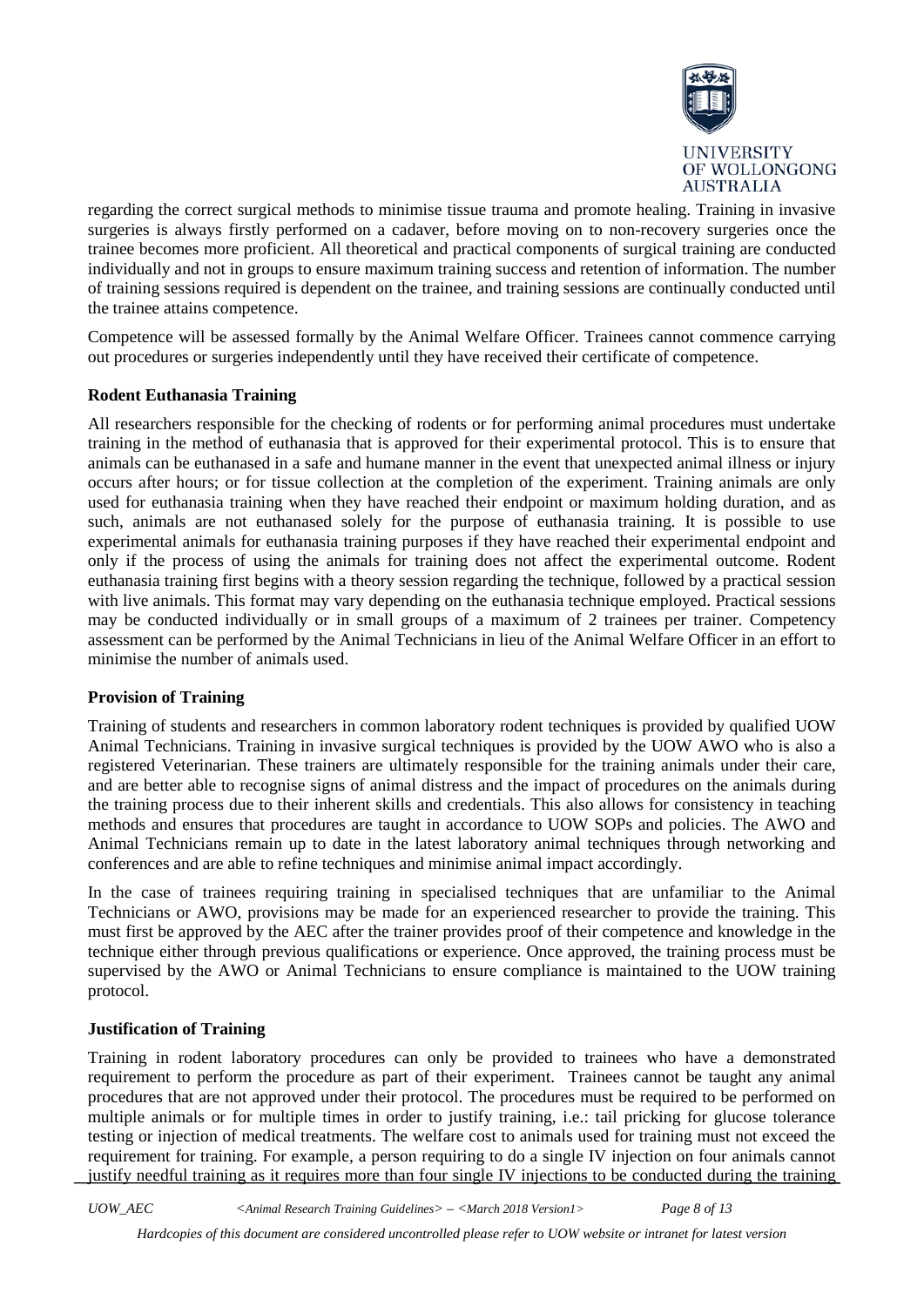regarding the correct surgical methods to minimise tissue trauma and promote healing. Training in invasive surgeries is always firstly performed on a cadaver, before moving on to non-recovery surgeries once the trainee becomes more proficient. All theoretical and practical components of surgical training are conducted individually and not in groups to ensure maximum training success and retention of information. The number of training sessions required is dependent on the trainee, and training sessions are continually conducted until the trainee attains competence.

Competence will be assessed formally by the Animal Welfare Officer. Trainees cannot commence carrying out procedures or surgeries independently until they have received their certificate of competence.

**Rodent Euthanasia Training**

All researchers responsible for the checking of rodents or for performing animal procedures must undertake training in the method of euthanasia that is approved for their experimental protocol. This is to ensure that animals can be euthanased in a safe and humane manner in the event that unexpected animal illness or injury occurs after hours; or for tissue collection at the completion of the experiment. Training animals are only used for euthanasia training when they have reached their endpoint or maximum holding duration, and as such, animals are not euthanased solely for the purpose of euthanasia training. It is possible to use experimental animals for euthanasia training purposes if they have reached their experimental endpoint and only if the process of using the animals for training does not affect the experimental outcome. Rodent euthanasia training first begins with a theory session regarding the technique, followed by a practical session with live animals. This format may vary depending on the euthanasia technique employed. Practical sessions may be conducted individually or in small groups of a maximum of 2 trainees per trainer. Competency assessment can be performed by the Animal Technicians in lieu of the Animal Welfare Officer in an effort to minimise the number of animals used.

**Provision of Training**

Training of students and researchers in common laboratory rodent techniques is provided by qualified UOW Animal Technicians. Training in invasive surgical techniques is provided by the UOW AWO who is also a registered Veterinarian. These trainers are ultimately responsible for the training animals under their care, and are better able to recognise signs of animal distress and the impact of procedures on the animals during the training process due to their inherent skills and credentials. This also allows for consistency in teaching methods and ensures that procedures are taught in accordance to UOW SOPs and policies. The AWO and Animal Technicians remain up to date in the latest laboratory animal techniques through networking and conferences and are able to refine techniques and minimise animal impact accordingly.

In the case of trainees requiring training in specialised techniques that are unfamiliar to the Animal Technicians or AWO, provisions may be made for an experienced researcher to provide the training. This must first be approved by the AEC after the trainer provides proof of their competence and knowledge in the technique either through previous qualifications or experience. Once approved, the training process must be supervised by the AWO or Animal Technicians to ensure compliance is maintained to the UOW training protocol.

**Justification of Training**

Training in rodent laboratory procedures can only be provided to trainees who have a demonstrated requirement to perform the procedure as part of their experiment. Trainees cannot be taught any animal procedures that are not approved under their protocol. The procedures must be required to be performed on multiple animals or for multiple times in order to justify training, i.e.: tail pricking for glucose tolerance testing or injection of medical treatments. The welfare cost to animals used for training must not exceed the requirement for training. For example, a person requiring to do a single IV injection on four animals cannot justify needful training as it requires more than four single IV injections to be conducted during the training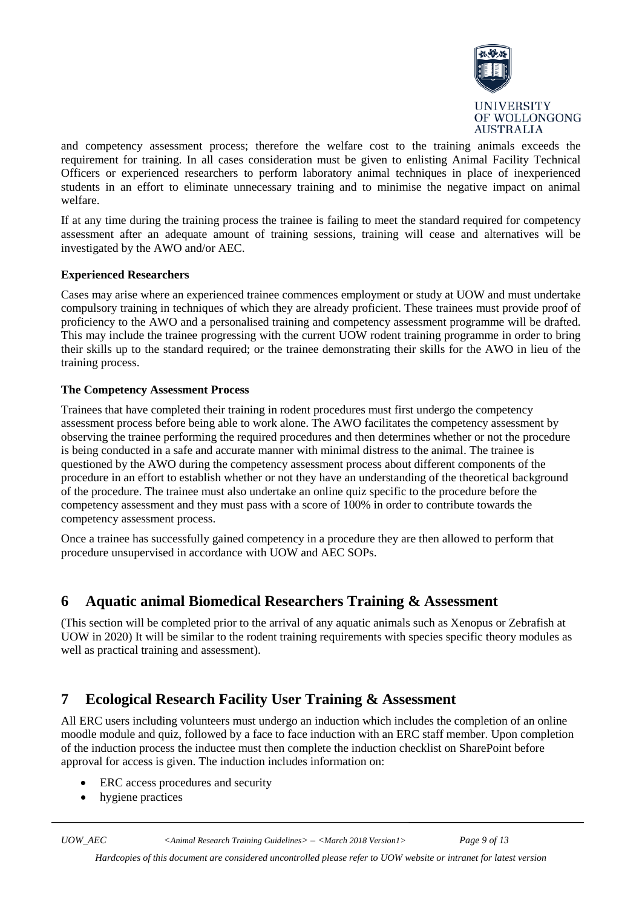and competency assessment process; therefore the welfare cost to the training animals exceeds the requirement for training. In all cases consideration must be given to enlisting Animal Facility Technical Officers or experienced researchers to perform laboratory animal techniques in place of inexperienced students in an effort to eliminate unnecessary training and to minimise the negative impact on animal welfare.

If at any time during the training process the trainee is failing to meet the standard required for competency assessment after an adequate amount of training sessions, training will cease and alternatives will be investigated by the AWO and/or AEC.

**Experienced Researchers**

Cases may arise where an experienced trainee commences employment or study at UOW and must undertake compulsory training in techniques of which they are already proficient. These trainees must provide proof of proficiency to the AWO and a personalised training and competency assessment programme will be drafted. This may include the trainee progressing with the current UOW rodent training programme in order to bring their skills up to the standard required; or the trainee demonstrating their skills for the AWO in lieu of the training process.

**The Competency Assessment Process**

Trainees that have completed their training in rodent procedures must first undergo the competency assessment process before being able to work alone. The AWO facilitates the competency assessment by observing the trainee performing the required procedures and then determines whether or not the procedure is being conducted in a safe and accurate manner with minimal distress to the animal. The trainee is questioned by the AWO during the competency assessment process about different components of the procedure in an effort to establish whether or not they have an understanding of the theoretical background of the procedure. The trainee must also undertake an online quiz specific to the procedure before the competency assessment and they must pass with a score of 100% in order to contribute towards the competency assessment process.

Once a trainee has successfully gained competency in a procedure they are then allowed to perform that procedure unsupervised in accordance with UOW and AEC SOPs.

## 6 Aquatic animal Biomedical Researchers Training & Assessment

(This section will be completed prior to the arrival of any aquatic animals such as Xenopus or Zebrafish at UOW in 2020) It will be similar to the rodent training requirements with species specific theory modules as well as practical training and assessment).

## 7 Ecological Research Facility User Training & Assessment

All ERC users including volunteers must undergo an induction which includes the completion of an online moodle module and quiz, followed by a face to face induction with an ERC staff member. Upon completion of the induction process the inductee must then complete the induction checklist on SharePoint before approval for access is given. The induction includes information on:

- ERC access procedures and security
- hygiene practices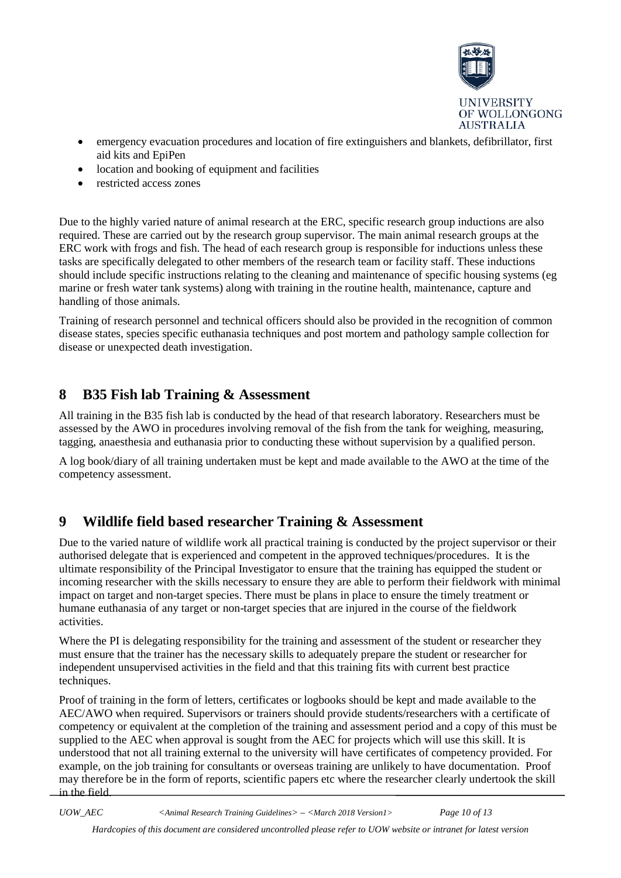- emergency evacuation procedures and location of fire extinguishers and blankets, defibrillator, first aid kits and EpiPen
- location and booking of equipment and facilities
- restricted access zones

Due to the highly varied nature of animal research at the ERC, specific research group inductions are also required. These are carried out by the research group supervisor. The main animal research groups at the ERC work with frogs and fish. The head of each research group is responsible for inductions unless these tasks are specifically delegated to other members of the research team or facility staff. These inductions should include specific instructions relating to the cleaning and maintenance of specific housing systems (eg marine or fresh water tank systems) along with training in the routine health, maintenance, capture and handling of those animals.

Training of research personnel and technical officers should also be provided in the recognition of common disease states, species specific euthanasia techniques and post mortem and pathology sample collection for disease or unexpected death investigation.

# 8 B35 Fish lab Training & Assessment

All training in the B35 fish lab is conducted by the head of that research laboratory. Researchers must be assessed by the AWO in procedures involving removal of the fish from the tank for weighing, measuring, tagging, anaesthesia and euthanasia prior to conducting these without supervision by a qualified person.

A log book/diary of all training undertaken must be kept and made available to the AWO at the time of the competency assessment.

# 9 Wildlife field based researcher Training & Assessment

Due to the varied nature of wildlife work all practical training is conducted by the project supervisor or their authorised delegate that is experienced and competent in the approved techniques/procedures. It is the ultimate responsibility of the Principal Investigator to ensure that the training has equipped the student or incoming researcher with the skills necessary to ensure they are able to perform their fieldwork with minimal impact on target and non-target species. There must be plans in place to ensure the timely treatment or humane euthanasia of any target or non-target species that are injured in the course of the fieldwork activities.

Where the PI is delegating responsibility for the training and assessment of the student or researcher they must ensure that the trainer has the necessary skills to adequately prepare the student or researcher for independent unsupervised activities in the field and that this training fits with current best practice techniques.

Proof of training in the form of letters, certificates or logbooks should be kept and made available to the AEC/AWO when required. Supervisors or trainers should provide students/researchers with a certificate of competency or equivalent at the completion of the training and assessment period and a copy of this must be supplied to the AEC when approval is sought from the AEC for projects which will use this skill. It is understood that not all training external to the university will have certificates of competency provided. For example, on the job training for consultants or overseas training are unlikely to have documentation. Proof may therefore be in the form of reports, scientific papers etc where the researcher clearly undertook the skill in the field.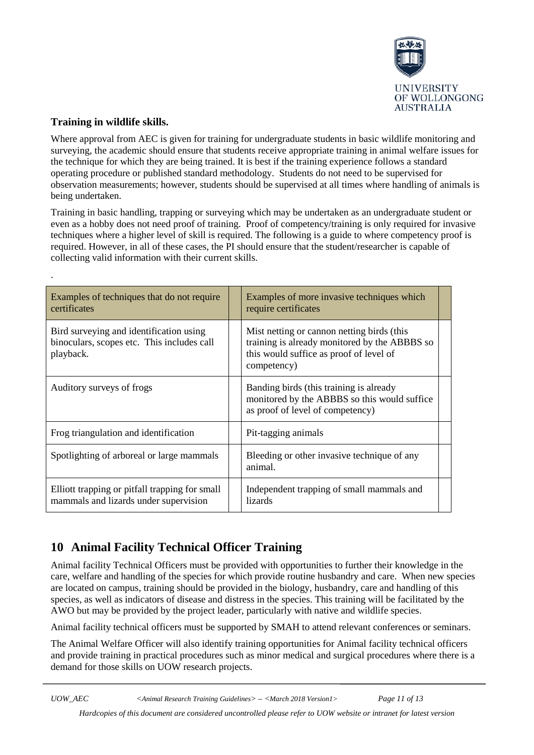**Training in wildlife skills.**

Where approval from AEC is given for training for undergraduate students in basic wildlife monitoring and surveying, the academic should ensure that students receive appropriate training in animal welfare issues for the technique for which they are being trained. It is best if the training experience follows a standard operating procedure or published standard methodology. Students do not need to be supervised for observation measurements; however, students should be supervised at all times where handling of animals is being undertaken.

Training in basic handling, trapping or surveying which may be undertaken as an undergraduate student or even as a hobby does not need proof of training. Proof of competency/training is only required for invasive techniques where a higher level of skill is required. The following is a guide to where competency proof is required. However, in all of these cases, the PI should ensure that the student/researcher is capable of collecting valid information with their current skills.

.

| Examples of techniques that do not require certificates | Examples of more invasive techniques which require certificates |
|---|---|
| Bird surveying and identification using binoculars, scopes etc. This includes call playback. | Mist netting or cannon netting birds (this training is already monitored by the ABBBS so this would suffice as proof of level of competency) |
| Auditory surveys of frogs | Banding birds (this training is already monitored by the ABBBS so this would suffice as proof of level of competency) |
| Frog triangulation and identification | Pit-tagging animals |
| Spotlighting of arboreal or large mammals | Bleeding or other invasive technique of any animal. |
| Elliott trapping or pitfall trapping for small mammals and lizards under supervision | Independent trapping of small mammals and lizards |

# 10 Animal Facility Technical Officer Training

Animal facility Technical Officers must be provided with opportunities to further their knowledge in the care, welfare and handling of the species for which provide routine husbandry and care. When new species are located on campus, training should be provided in the biology, husbandry, care and handling of this species, as well as indicators of disease and distress in the species. This training will be facilitated by the AWO but may be provided by the project leader, particularly with native and wildlife species.

Animal facility technical officers must be supported by SMAH to attend relevant conferences or seminars.

The Animal Welfare Officer will also identify training opportunities for Animal facility technical officers and provide training in practical procedures such as minor medical and surgical procedures where there is a demand for those skills on UOW research projects.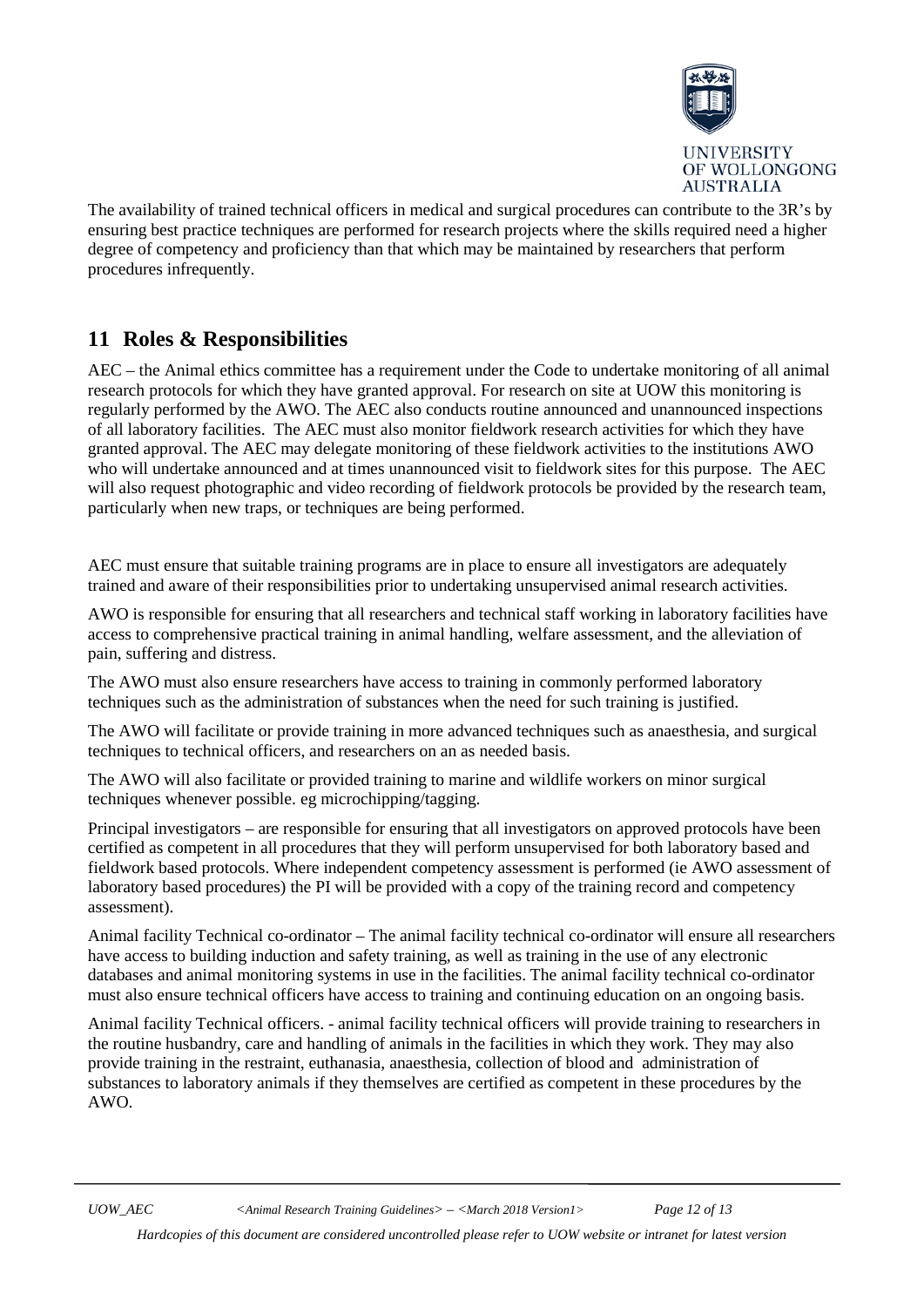The availability of trained technical officers in medical and surgical procedures can contribute to the 3R's by ensuring best practice techniques are performed for research projects where the skills required need a higher degree of competency and proficiency than that which may be maintained by researchers that perform procedures infrequently.

## 11 Roles & Responsibilities

AEC – the Animal ethics committee has a requirement under the Code to undertake monitoring of all animal research protocols for which they have granted approval. For research on site at UOW this monitoring is regularly performed by the AWO. The AEC also conducts routine announced and unannounced inspections of all laboratory facilities. The AEC must also monitor fieldwork research activities for which they have granted approval. The AEC may delegate monitoring of these fieldwork activities to the institutions AWO who will undertake announced and at times unannounced visit to fieldwork sites for this purpose. The AEC will also request photographic and video recording of fieldwork protocols be provided by the research team, particularly when new traps, or techniques are being performed.

AEC must ensure that suitable training programs are in place to ensure all investigators are adequately trained and aware of their responsibilities prior to undertaking unsupervised animal research activities.

AWO is responsible for ensuring that all researchers and technical staff working in laboratory facilities have access to comprehensive practical training in animal handling, welfare assessment, and the alleviation of pain, suffering and distress.

The AWO must also ensure researchers have access to training in commonly performed laboratory techniques such as the administration of substances when the need for such training is justified.

The AWO will facilitate or provide training in more advanced techniques such as anaesthesia, and surgical techniques to technical officers, and researchers on an as needed basis.

The AWO will also facilitate or provided training to marine and wildlife workers on minor surgical techniques whenever possible. eg microchipping/tagging.

Principal investigators – are responsible for ensuring that all investigators on approved protocols have been certified as competent in all procedures that they will perform unsupervised for both laboratory based and fieldwork based protocols. Where independent competency assessment is performed (ie AWO assessment of laboratory based procedures) the PI will be provided with a copy of the training record and competency assessment).

Animal facility Technical co-ordinator – The animal facility technical co-ordinator will ensure all researchers have access to building induction and safety training, as well as training in the use of any electronic databases and animal monitoring systems in use in the facilities. The animal facility technical co-ordinator must also ensure technical officers have access to training and continuing education on an ongoing basis.

Animal facility Technical officers. - animal facility technical officers will provide training to researchers in the routine husbandry, care and handling of animals in the facilities in which they work. They may also provide training in the restraint, euthanasia, anaesthesia, collection of blood and administration of substances to laboratory animals if they themselves are certified as competent in these procedures by the AWO.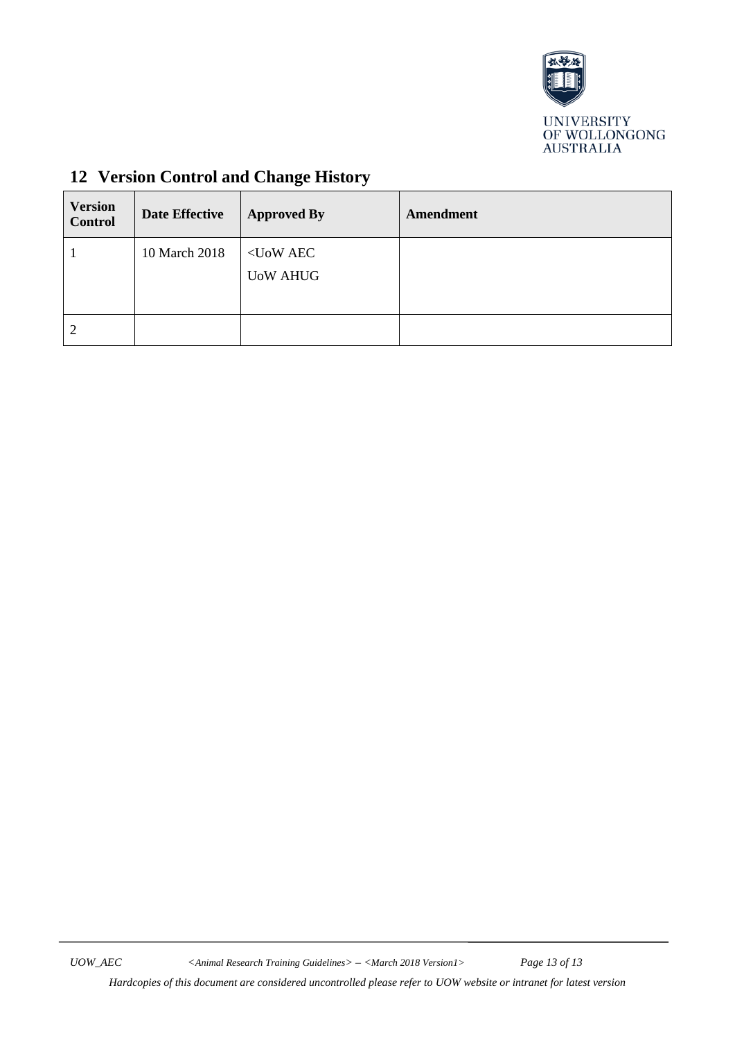## 12 Version Control and Change History

| Version Control | Date Effective | Approved By | Amendment |
|---|---|---|---|
| 1 | 10 March 2018 | <UoW AEC<br>UoW AHUG | |
| 2 | | | |